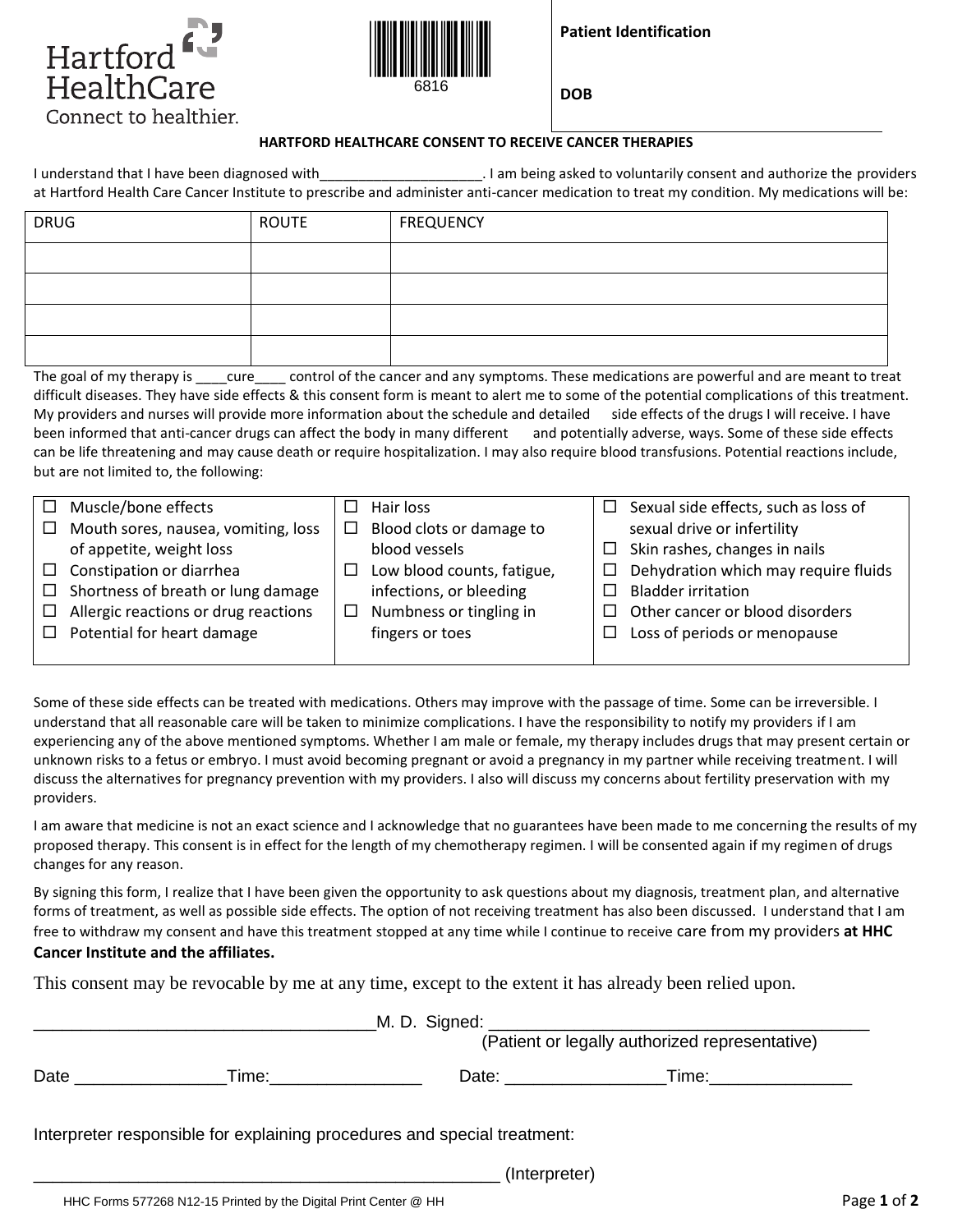Hartford HealthCare
Connect to healthier.

6816

**Patient Identification**

**DOB**

**HARTFORD HEALTHCARE CONSENT TO RECEIVE CANCER THERAPIES**

I understand that I have been diagnosed with_____________________. I am being asked to voluntarily consent and authorize the providers at Hartford Health Care Cancer Institute to prescribe and administer anti-cancer medication to treat my condition. My medications will be:

| DRUG | ROUTE | FREQUENCY |
|---|---|---|
| | | |
| | | |
| | | |
| | | |

The goal of my therapy is ____cure____ control of the cancer and any symptoms. These medications are powerful and are meant to treat difficult diseases. They have side effects & this consent form is meant to alert me to some of the potential complications of this treatment. My providers and nurses will provide more information about the schedule and detailed side effects of the drugs I will receive. I have been informed that anti-cancer drugs can affect the body in many different and potentially adverse, ways. Some of these side effects can be life threatening and may cause death or require hospitalization. I may also require blood transfusions. Potential reactions include, but are not limited to, the following:

- ☐ Muscle/bone effects
- ☐ Mouth sores, nausea, vomiting, loss of appetite, weight loss
- ☐ Constipation or diarrhea
- ☐ Shortness of breath or lung damage
- ☐ Allergic reactions or drug reactions
- ☐ Potential for heart damage
- ☐ Hair loss
- ☐ Blood clots or damage to blood vessels
- ☐ Low blood counts, fatigue, infections, or bleeding
- ☐ Numbness or tingling in fingers or toes
- ☐ Sexual side effects, such as loss of sexual drive or infertility
- ☐ Skin rashes, changes in nails
- ☐ Dehydration which may require fluids
- ☐ Bladder irritation
- ☐ Other cancer or blood disorders
- ☐ Loss of periods or menopause

Some of these side effects can be treated with medications. Others may improve with the passage of time. Some can be irreversible. I understand that all reasonable care will be taken to minimize complications. I have the responsibility to notify my providers if I am experiencing any of the above mentioned symptoms. Whether I am male or female, my therapy includes drugs that may present certain or unknown risks to a fetus or embryo. I must avoid becoming pregnant or avoid a pregnancy in my partner while receiving treatment. I will discuss the alternatives for pregnancy prevention with my providers. I also will discuss my concerns about fertility preservation with my providers.

I am aware that medicine is not an exact science and I acknowledge that no guarantees have been made to me concerning the results of my proposed therapy. This consent is in effect for the length of my chemotherapy regimen. I will be consented again if my regimen of drugs changes for any reason.

By signing this form, I realize that I have been given the opportunity to ask questions about my diagnosis, treatment plan, and alternative forms of treatment, as well as possible side effects. The option of not receiving treatment has also been discussed. I understand that I am free to withdraw my consent and have this treatment stopped at any time while I continue to receive care from my providers **at HHC Cancer Institute and the affiliates.**

This consent may be revocable by me at any time, except to the extent it has already been relied upon.

___________________________________M. D. Signed: ________________________________________
(Patient or legally authorized representative)

Date _______________Time:_______________ Date: ________________Time:_______________

Interpreter responsible for explaining procedures and special treatment:

_________________________________________________ (Interpreter)

HHC Forms 577268 N12-15 Printed by the Digital Print Center @ HH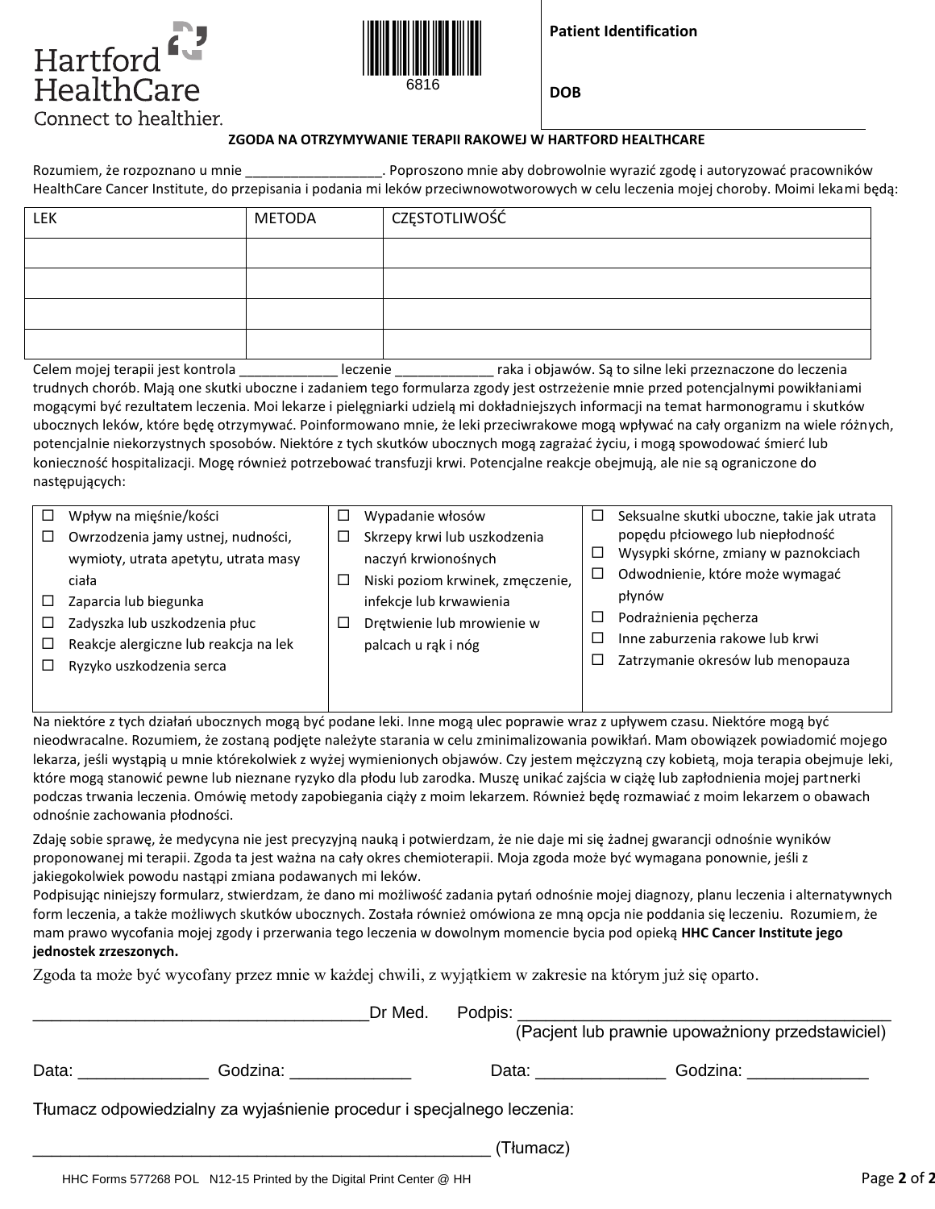Hartford HealthCare
Connect to healthier.

6816

**Patient Identification**

**DOB**

**ZGODA NA OTRZYMYWANIE TERAPII RAKOWEJ W HARTFORD HEALTHCARE**

Rozumiem, że rozpoznano u mnie __________________. Poproszono mnie aby dobrowolnie wyrazić zgodę i autoryzować pracowników HealthCare Cancer Institute, do przepisania i podania mi leków przeciwnowotworowych w celu leczenia mojej choroby. Moimi lekami będą:

| LEK | METODA | CZĘSTOTLIWOŚĆ |
|---|---|---|
| | | |
| | | |
| | | |
| | | |

Celem mojej terapii jest kontrola _____________ leczenie _____________ raka i objawów. Są to silne leki przeznaczone do leczenia trudnych chorób. Mają one skutki uboczne i zadaniem tego formularza zgody jest ostrzeżenie mnie przed potencjalnymi powikłaniami mogącymi być rezultatem leczenia. Moi lekarze i pielęgniarki udzielą mi dokładniejszych informacji na temat harmonogramu i skutków ubocznych leków, które będę otrzymywać. Poinformowano mnie, że leki przeciwrakowe mogą wpływać na cały organizm na wiele różnych, potencjalnie niekorzystnych sposobów. Niektóre z tych skutków ubocznych mogą zagrażać życiu, i mogą spowodować śmierć lub konieczność hospitalizacji. Mogę również potrzebować transfuzji krwi. Potencjalne reakcje obejmują, ale nie są ograniczone do następujących:

| | | |
|---|---|---|
| ☐ Wpływ na mięśnie/kości<br>☐ Owrzodzenia jamy ustnej, nudności, wymioty, utrata apetytu, utrata masy ciała<br>☐ Zaparcia lub biegunka<br>☐ Zadyszka lub uszkodzenia płuc<br>☐ Reakcje alergiczne lub reakcja na lek<br>☐ Ryzyko uszkodzenia serca | ☐ Wypadanie włosów<br>☐ Skrzepy krwi lub uszkodzenia naczyń krwionośnych<br>☐ Niski poziom krwinek, zmęczenie, infekcje lub krwawienia<br>☐ Drętwienie lub mrowienie w palcach u rąk i nóg | ☐ Seksualne skutki uboczne, takie jak utrata popędu płciowego lub niepłodność<br>☐ Wysypki skórne, zmiany w paznokciach<br>☐ Odwodnienie, które może wymagać płynów<br>☐ Podrażnienia pęcherza<br>☐ Inne zaburzenia rakowe lub krwi<br>☐ Zatrzymanie okresów lub menopauza |

Na niektóre z tych działań ubocznych mogą być podane leki. Inne mogą ulec poprawie wraz z upływem czasu. Niektóre mogą być nieodwracalne. Rozumiem, że zostaną podjęte należyte starania w celu zminimalizowania powikłań. Mam obowiązek powiadomić mojego lekarza, jeśli wystąpią u mnie którekolwiek z wyżej wymienionych objawów. Czy jestem mężczyzną czy kobietą, moja terapia obejmuje leki, które mogą stanowić pewne lub nieznane ryzyko dla płodu lub zarodka. Muszę unikać zajścia w ciążę lub zapłodnienia mojej partnerki podczas trwania leczenia. Omówię metody zapobiegania ciąży z moim lekarzem. Również będę rozmawiać z moim lekarzem o obawach odnośnie zachowania płodności.

Zdaję sobie sprawę, że medycyna nie jest precyzyjną nauką i potwierdzam, że nie daje mi się żadnej gwarancji odnośnie wyników proponowanej mi terapii. Zgoda ta jest ważna na cały okres chemioterapii. Moja zgoda może być wymagana ponownie, jeśli z jakiegokolwiek powodu nastąpi zmiana podawanych mi leków.

Podpisując niniejszy formularz, stwierdzam, że dano mi możliwość zadania pytań odnośnie mojej diagnozy, planu leczenia i alternatywnych form leczenia, a także możliwych skutków ubocznych. Została również omówiona ze mną opcja nie poddania się leczeniu. Rozumiem, że mam prawo wycofania mojej zgody i przerwania tego leczenia w dowolnym momencie bycia pod opieką **HHC Cancer Institute jego jednostek zrzeszonych.**

Zgoda ta może być wycofany przez mnie w każdej chwili, z wyjątkiem w zakresie na którym już się oparto.

_____________________________________Dr Med. Podpis: _________________________________________
(Pacjent lub prawnie upoważniony przedstawiciel)

Data: ______________ Godzina: _____________ Data: ______________ Godzina: _____________

Tłumacz odpowiedzialny za wyjaśnienie procedur i specjalnego leczenia:

___________________________________________________ (Tłumacz)

HHC Forms 577268 POL N12-15 Printed by the Digital Print Center @ HH